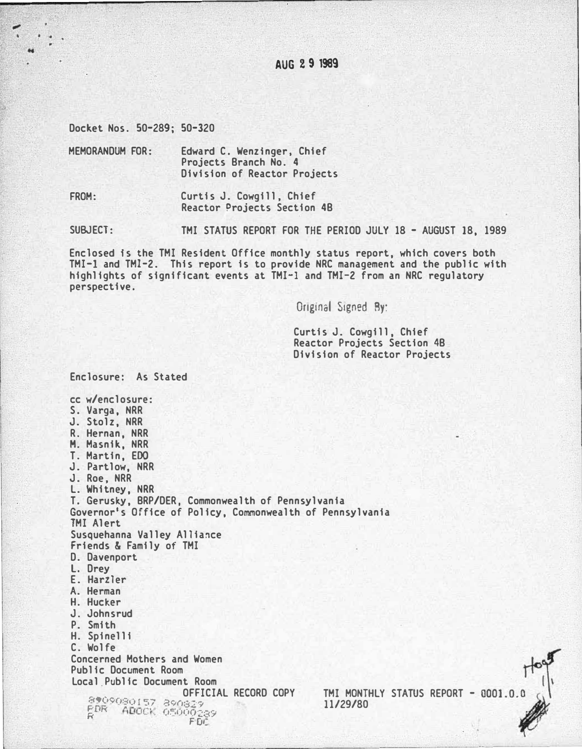AUG 29 1989

Docket Nos. 50-289; 50-320

MEMORANDUM FOR: Edward C. Wenzinger, Chief
Projects Branch No. 4
Division of Reactor Projects

FROM: Curtis J. Cowgill, Chief
Reactor Projects Section 4B

SUBJECT: TMI STATUS REPORT FOR THE PERIOD JULY 18 - AUGUST 18, 1989

Enclosed is the TMI Resident Office monthly status report, which covers both TMI-1 and TMI-2. This report is to provide NRC management and the public with highlights of significant events at TMI-1 and TMI-2 from an NRC regulatory perspective.

Original Signed By:

Curtis J. Cowgill, Chief
Reactor Projects Section 4B
Division of Reactor Projects

Enclosure: As Stated

cc w/enclosure:
S. Varga, NRR
J. Stolz, NRR
R. Hernan, NRR
M. Masnik, NRR
T. Martin, EDO
J. Partlow, NRR
J. Roe, NRR
L. Whitney, NRR
T. Gerusky, BRP/DER, Commonwealth of Pennsylvania
Governor's Office of Policy, Commonwealth of Pennsylvania
TMI Alert
Susquehanna Valley Alliance
Friends & Family of TMI
D. Davenport
L. Drey
E. Harzler
A. Herman
H. Hucker
J. Johnsrud
P. Smith
H. Spinelli
C. Wolfe
Concerned Mothers and Women
Public Document Room
Local Public Document Room

OFFICIAL RECORD COPY

TMI MONTHLY STATUS REPORT - 0001.0.0
11/29/80

8909080157 890829
PDR ADOCK 05000289
R PDC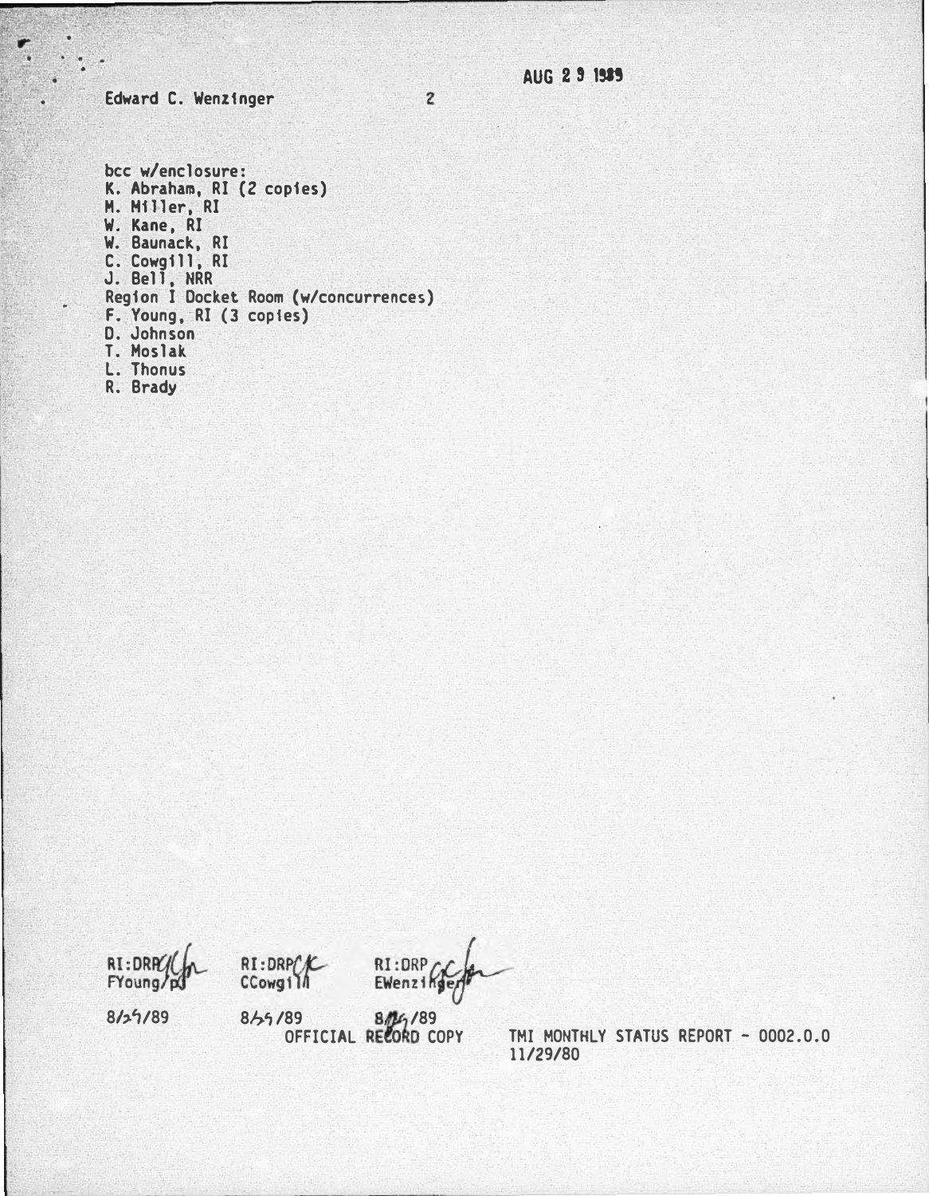Edward C. Wenzinger

AUG 2 9 1989

bcc w/enclosure:
K. Abraham, RI (2 copies)
M. Miller, RI
W. Kane, RI
W. Baunack, RI
C. Cowgill, RI
J. Bell, NRR
Region I Docket Room (w/concurrences)
F. Young, RI (3 copies)
D. Johnson
T. Moslak
L. Thonus
R. Brady

| RI:DRP | RI:DRP | RI:DRP |
|---|---|---|
| FYoung/pj | CCowgill | EWenzinger |
| 8/25/89 | 8/25/89 | 8/25/89 |

OFFICIAL RECORD COPY

TMI MONTHLY STATUS REPORT - 0002.0.0
11/29/80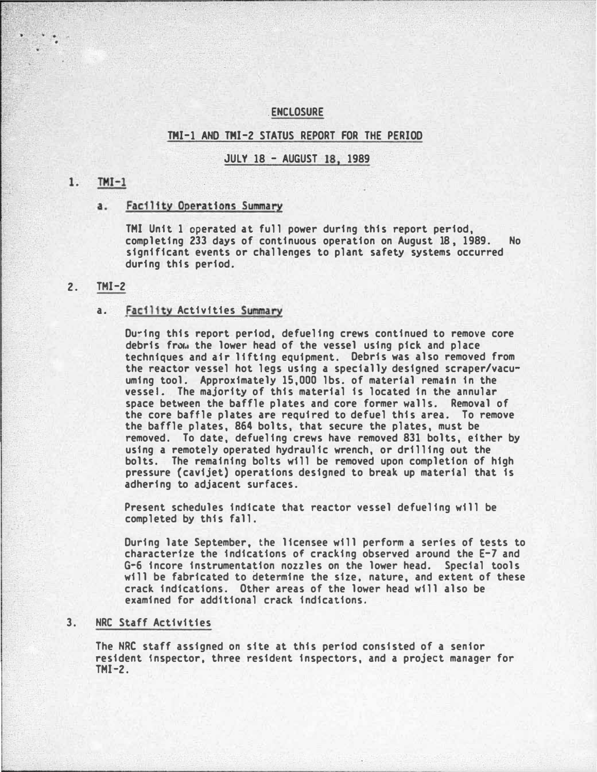# ENCLOSURE

## TMI-1 AND TMI-2 STATUS REPORT FOR THE PERIOD

## JULY 18 - AUGUST 18, 1989

1. **TMI-1**

   a. **Facility Operations Summary**

   TMI Unit 1 operated at full power during this report period, completing 233 days of continuous operation on August 18, 1989. No significant events or challenges to plant safety systems occurred during this period.

2. **TMI-2**

   a. **Facility Activities Summary**

   During this report period, defueling crews continued to remove core debris from the lower head of the vessel using pick and place techniques and air lifting equipment. Debris was also removed from the reactor vessel hot legs using a specially designed scraper/vacuuming tool. Approximately 15,000 lbs. of material remain in the vessel. The majority of this material is located in the annular space between the baffle plates and core former walls. Removal of the core baffle plates are required to defuel this area. To remove the baffle plates, 864 bolts, that secure the plates, must be removed. To date, defueling crews have removed 831 bolts, either by using a remotely operated hydraulic wrench, or drilling out the bolts. The remaining bolts will be removed upon completion of high pressure (cavijet) operations designed to break up material that is adhering to adjacent surfaces.

   Present schedules indicate that reactor vessel defueling will be completed by this fall.

   During late September, the licensee will perform a series of tests to characterize the indications of cracking observed around the E-7 and G-6 incore instrumentation nozzles on the lower head. Special tools will be fabricated to determine the size, nature, and extent of these crack indications. Other areas of the lower head will also be examined for additional crack indications.

3. **NRC Staff Activities**

   The NRC staff assigned on site at this period consisted of a senior resident inspector, three resident inspectors, and a project manager for TMI-2.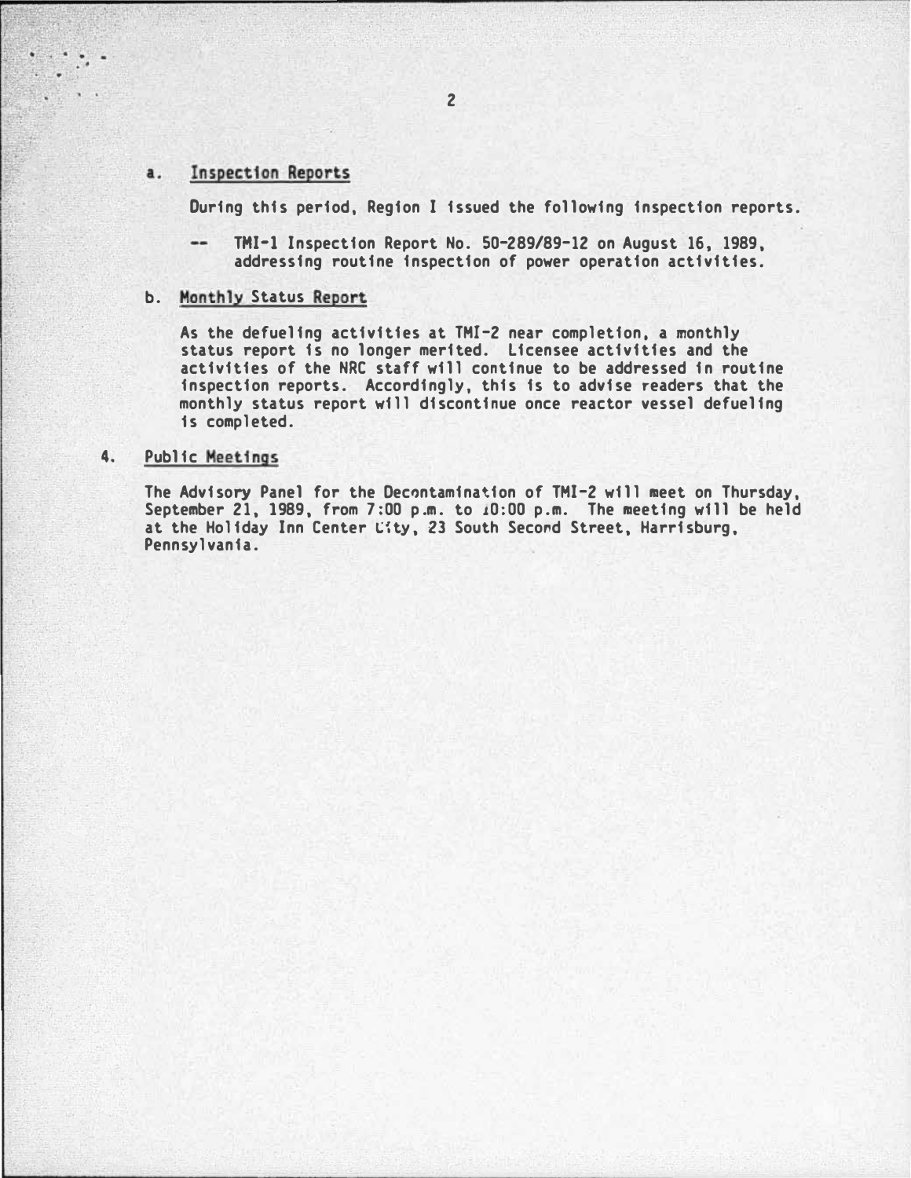a. **Inspection Reports**

During this period, Region I issued the following inspection reports.

-- TMI-1 Inspection Report No. 50-289/89-12 on August 16, 1989, addressing routine inspection of power operation activities.

b. **Monthly Status Report**

As the defueling activities at TMI-2 near completion, a monthly status report is no longer merited. Licensee activities and the activities of the NRC staff will continue to be addressed in routine inspection reports. Accordingly, this is to advise readers that the monthly status report will discontinue once reactor vessel defueling is completed.

4. **Public Meetings**

The Advisory Panel for the Decontamination of TMI-2 will meet on Thursday, September 21, 1989, from 7:00 p.m. to 10:00 p.m. The meeting will be held at the Holiday Inn Center City, 23 South Second Street, Harrisburg, Pennsylvania.